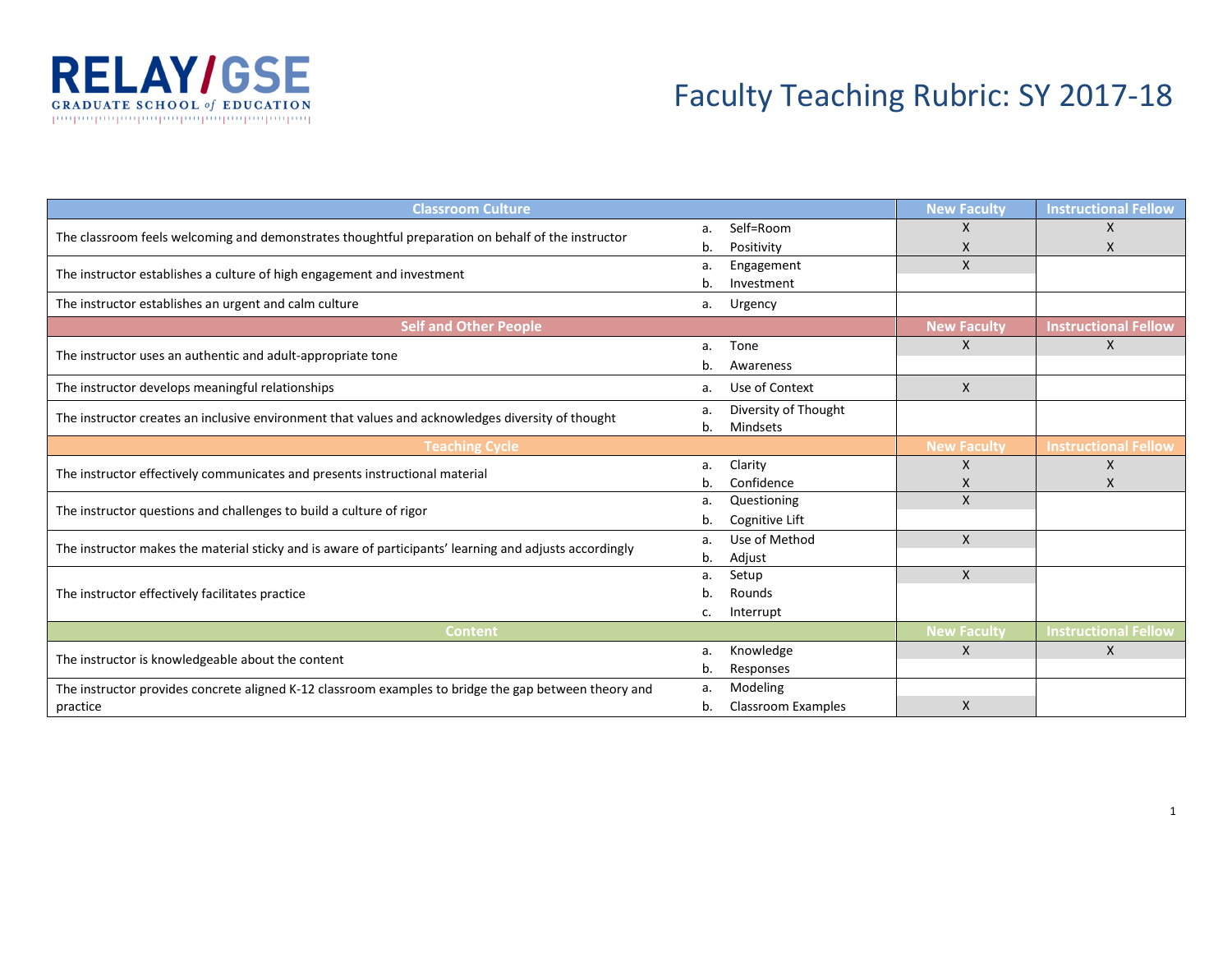# Faculty Teaching Rubric: SY 2017-18

| Classroom Culture | | New Faculty | Instructional Fellow |
|---|---|---|---|
| The classroom feels welcoming and demonstrates thoughtful preparation on behalf of the instructor | a. Self=Room | X | X |
| | b. Positivity | X | X |
| The instructor establishes a culture of high engagement and investment | a. Engagement | X | |
| | b. Investment | | |
| The instructor establishes an urgent and calm culture | a. Urgency | | |
| **Self and Other People** | | **New Faculty** | **Instructional Fellow** |
| The instructor uses an authentic and adult-appropriate tone | a. Tone | X | X |
| | b. Awareness | | |
| The instructor develops meaningful relationships | a. Use of Context | X | |
| The instructor creates an inclusive environment that values and acknowledges diversity of thought | a. Diversity of Thought | | |
| | b. Mindsets | | |
| **Teaching Cycle** | | **New Faculty** | **Instructional Fellow** |
| The instructor effectively communicates and presents instructional material | a. Clarity | X | X |
| | b. Confidence | X | X |
| The instructor questions and challenges to build a culture of rigor | a. Questioning | X | |
| | b. Cognitive Lift | | |
| The instructor makes the material sticky and is aware of participants' learning and adjusts accordingly | a. Use of Method | X | |
| | b. Adjust | | |
| The instructor effectively facilitates practice | a. Setup | X | |
| | b. Rounds | | |
| | c. Interrupt | | |
| **Content** | | **New Faculty** | **Instructional Fellow** |
| The instructor is knowledgeable about the content | a. Knowledge | X | X |
| | b. Responses | | |
| The instructor provides concrete aligned K-12 classroom examples to bridge the gap between theory and practice | a. Modeling | | |
| | b. Classroom Examples | X | |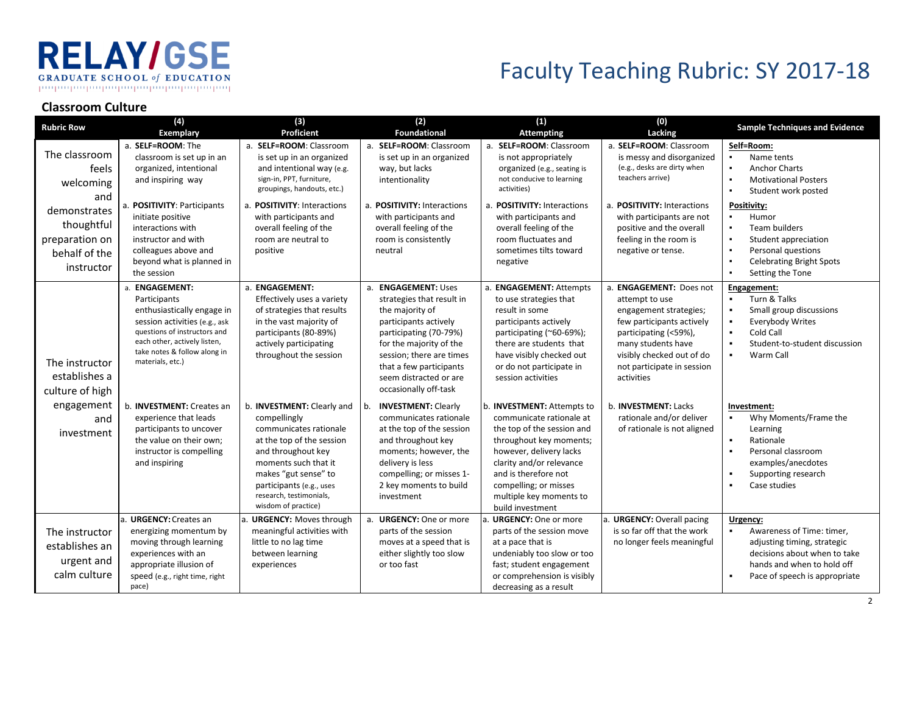# Faculty Teaching Rubric: SY 2017-18

## Classroom Culture

| Rubric Row | (4) Exemplary | (3) Proficient | (2) Foundational | (1) Attempting | (0) Lacking | Sample Techniques and Evidence |
|---|---|---|---|---|---|---|
| The classroom feels welcoming and demonstrates thoughtful preparation on behalf of the instructor | a. **SELF=ROOM**: The classroom is set up in an organized, intentional and inspiring way | a. **SELF=ROOM**: Classroom is set up in an organized and intentional way (e.g. sign-in, PPT, furniture, groupings, handouts, etc.) | a. **SELF=ROOM**: Classroom is set up in an organized way, but lacks intentionality | a. **SELF=ROOM**: Classroom is not appropriately organized (e.g., seating is not conducive to learning activities) | a. **SELF=ROOM**: Classroom is messy and disorganized (e.g., desks are dirty when teachers arrive) | **Self=Room:** ▪ Name tents ▪ Anchor Charts ▪ Motivational Posters ▪ Student work posted |
| | a. **POSITIVITY**: Participants initiate positive interactions with instructor and with colleagues above and beyond what is planned in the session | a. **POSITIVITY**: Interactions with participants and overall feeling of the room are neutral to positive | a. **POSITIVITY:** Interactions with participants and overall feeling of the room is consistently neutral | a. **POSITIVITY:** Interactions with participants and overall feeling of the room fluctuates and sometimes tilts toward negative | a. **POSITIVITY:** Interactions with participants are not positive and the overall feeling in the room is negative or tense. | **Positivity:** ▪ Humor ▪ Team builders ▪ Student appreciation ▪ Personal questions ▪ Celebrating Bright Spots ▪ Setting the Tone |
| The instructor establishes a culture of high engagement and investment | a. **ENGAGEMENT:** Participants enthusiastically engage in session activities (e.g., ask questions of instructors and each other, actively listen, take notes & follow along in materials, etc.) | a. **ENGAGEMENT:** Effectively uses a variety of strategies that results in the vast majority of participants (80-89%) actively participating throughout the session | a. **ENGAGEMENT:** Uses strategies that result in the majority of participants actively participating (70-79%) for the majority of the session; there are times that a few participants seem distracted or are occasionally off-task | a. **ENGAGEMENT:** Attempts to use strategies that result in some participants actively participating (~60-69%); there are students that have visibly checked out or do not participate in session activities | a. **ENGAGEMENT:** Does not attempt to use engagement strategies; few participants actively participating (<59%), many students have visibly checked out of do not participate in session activities | **Engagement:** ▪ Turn & Talks ▪ Small group discussions ▪ Everybody Writes ▪ Cold Call ▪ Student-to-student discussion ▪ Warm Call |
| | b. **INVESTMENT:** Creates an experience that leads participants to uncover the value on their own; instructor is compelling and inspiring | b. **INVESTMENT:** Clearly and compellingly communicates rationale at the top of the session and throughout key moments such that it makes "gut sense" to participants (e.g., uses research, testimonials, wisdom of practice) | b. **INVESTMENT:** Clearly communicates rationale at the top of the session and throughout key moments; however, the delivery is less compelling; or misses 1-2 key moments to build investment | b. **INVESTMENT:** Attempts to communicate rationale at the top of the session and throughout key moments; however, delivery lacks clarity and/or relevance and is therefore not compelling; or misses multiple key moments to build investment | b. **INVESTMENT:** Lacks rationale and/or deliver of rationale is not aligned | **Investment:** ▪ Why Moments/Frame the Learning ▪ Rationale ▪ Personal classroom examples/anecdotes ▪ Supporting research ▪ Case studies |
| The instructor establishes an urgent and calm culture | a. **URGENCY:** Creates an energizing momentum by moving through learning experiences with an appropriate illusion of speed (e.g., right time, right pace) | a. **URGENCY:** Moves through meaningful activities with little to no lag time between learning experiences | a. **URGENCY:** One or more parts of the session moves at a speed that is either slightly too slow or too fast | a. **URGENCY:** One or more parts of the session move at a pace that is undeniably too slow or too fast; student engagement or comprehension is visibly decreasing as a result | a. **URGENCY:** Overall pacing is so far off that the work no longer feels meaningful | **Urgency:** ▪ Awareness of Time: timer, adjusting timing, strategic decisions about when to take hands and when to hold off ▪ Pace of speech is appropriate |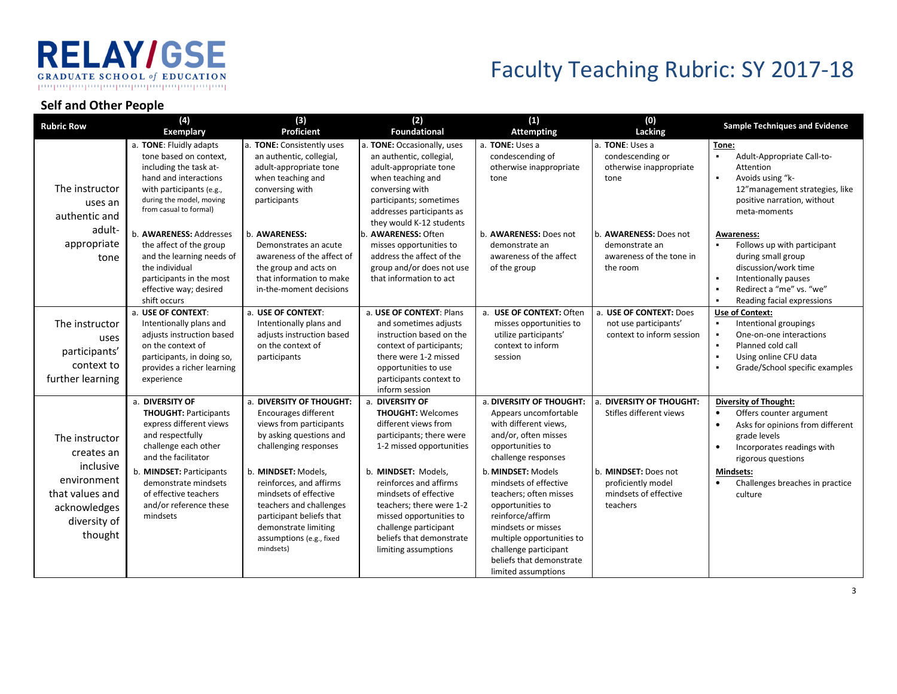# Faculty Teaching Rubric: SY 2017-18

## Self and Other People

| Rubric Row | (4) Exemplary | (3) Proficient | (2) Foundational | (1) Attempting | (0) Lacking | Sample Techniques and Evidence |
|---|---|---|---|---|---|---|
| The instructor uses an authentic and adult-appropriate tone | a. **TONE**: Fluidly adapts tone based on context, including the task at-hand and interactions with participants (e.g., during the model, moving from casual to formal)<br><br>b. **AWARENESS:** Addresses the affect of the group and the learning needs of the individual participants in the most effective way; desired shift occurs | a. **TONE:** Consistently uses an authentic, collegial, adult-appropriate tone when teaching and conversing with participants<br><br>b. **AWARENESS:** Demonstrates an acute awareness of the affect of the group and acts on that information to make in-the-moment decisions | a. **TONE:** Occasionally, uses an authentic, collegial, adult-appropriate tone when teaching and conversing with participants; sometimes addresses participants as they would K-12 students<br><br>b. **AWARENESS:** Often misses opportunities to address the affect of the group and/or does not use that information to act | a. **TONE:** Uses a condescending of otherwise inappropriate tone<br><br>b. **AWARENESS:** Does not demonstrate an awareness of the affect of the group | a. **TONE**: Uses a condescending or otherwise inappropriate tone<br><br>b. **AWARENESS:** Does not demonstrate an awareness of the tone in the room | **Tone:**<br>▪ Adult-Appropriate Call-to-Attention<br>▪ Avoids using "k-12"management strategies, like positive narration, without meta-moments<br><br>**Awareness:**<br>▪ Follows up with participant during small group discussion/work time<br>▪ Intentionally pauses<br>▪ Redirect a "me" vs. "we"<br>▪ Reading facial expressions |
| The instructor uses participants' context to further learning | a. **USE OF CONTEXT**: Intentionally plans and adjusts instruction based on the context of participants, in doing so, provides a richer learning experience | a. **USE OF CONTEXT**: Intentionally plans and adjusts instruction based on the context of participants | a. **USE OF CONTEXT**: Plans and sometimes adjusts instruction based on the context of participants; there were 1-2 missed opportunities to use participants context to inform session | a. **USE OF CONTEXT:** Often misses opportunities to utilize participants' context to inform session | a. **USE OF CONTEXT:** Does not use participants' context to inform session | **Use of Context:**<br>▪ Intentional groupings<br>▪ One-on-one interactions<br>▪ Planned cold call<br>▪ Using online CFU data<br>▪ Grade/School specific examples |
| The instructor creates an inclusive environment that values and acknowledges diversity of thought | a. **DIVERSITY OF THOUGHT:** Participants express different views and respectfully challenge each other and the facilitator<br><br>b. **MINDSET:** Participants demonstrate mindsets of effective teachers and/or reference these mindsets | a. **DIVERSITY OF THOUGHT:** Encourages different views from participants by asking questions and challenging responses<br><br>b. **MINDSET:** Models, reinforces, and affirms mindsets of effective teachers and challenges participant beliefs that demonstrate limiting assumptions (e.g., fixed mindsets) | a. **DIVERSITY OF THOUGHT:** Welcomes different views from participants; there were 1-2 missed opportunities<br><br>b. **MINDSET:** Models, reinforces and affirms mindsets of effective teachers; there were 1-2 missed opportunities to challenge participant beliefs that demonstrate limiting assumptions | a. **DIVERSITY OF THOUGHT:** Appears uncomfortable with different views, and/or, often misses opportunities to challenge responses<br><br>b. **MINDSET:** Models mindsets of effective teachers; often misses opportunities to reinforce/affirm mindsets or misses multiple opportunities to challenge participant beliefs that demonstrate limited assumptions | a. **DIVERSITY OF THOUGHT:** Stifles different views<br><br>b. **MINDSET:** Does not proficiently model mindsets of effective teachers | **Diversity of Thought:**<br>• Offers counter argument<br>• Asks for opinions from different grade levels<br>• Incorporates readings with rigorous questions<br><br>**Mindsets:**<br>• Challenges breaches in practice culture |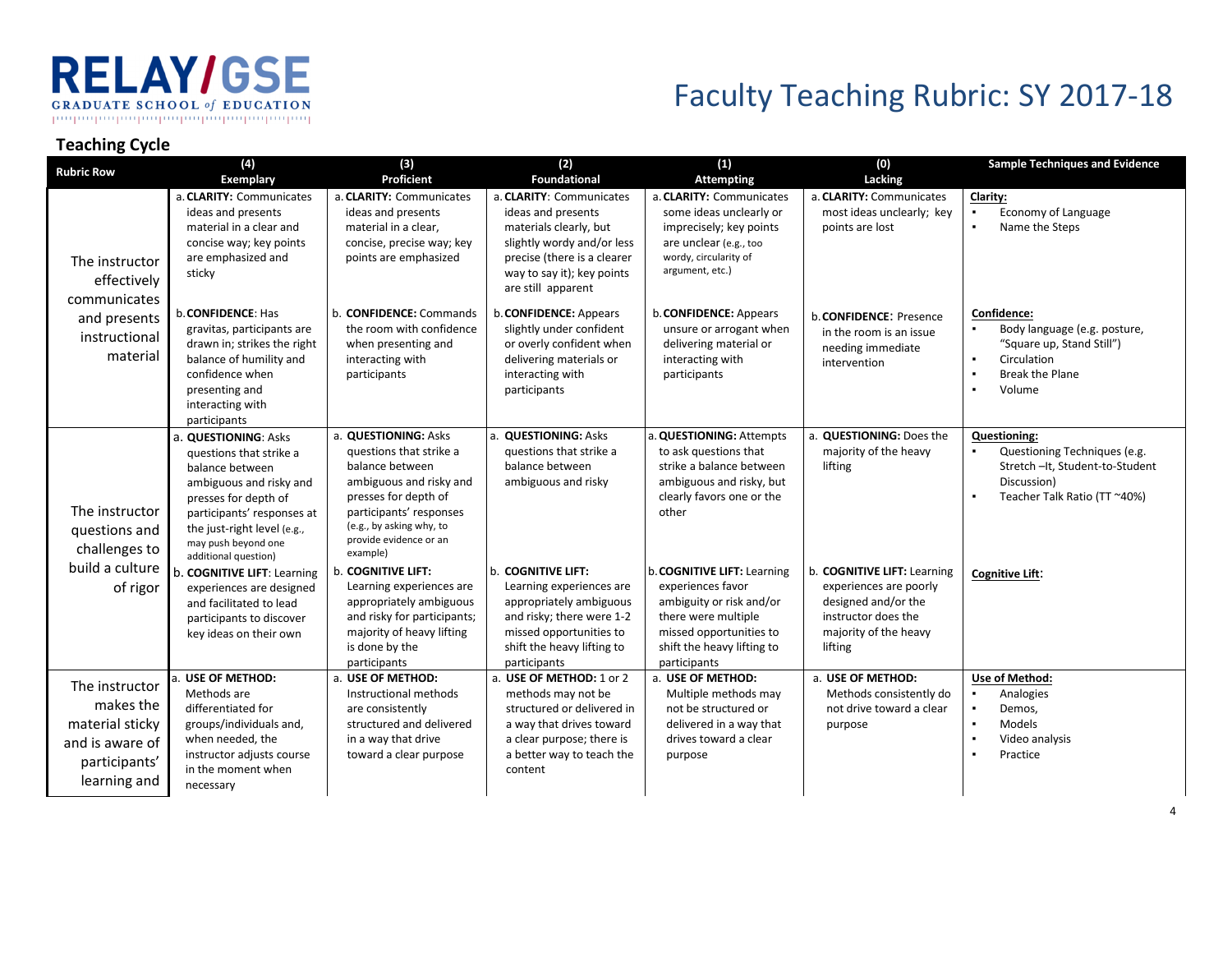# Faculty Teaching Rubric: SY 2017-18

RELAY/GSE GRADUATE SCHOOL of EDUCATION

## Teaching Cycle

| Rubric Row | (4) Exemplary | (3) Proficient | (2) Foundational | (1) Attempting | (0) Lacking | Sample Techniques and Evidence |
|---|---|---|---|---|---|---|
| The instructor effectively communicates and presents instructional material | a. **CLARITY:** Communicates ideas and presents material in a clear and concise way; key points are emphasized and sticky | a. **CLARITY:** Communicates ideas and presents material in a clear, concise, precise way; key points are emphasized | a. **CLARITY:** Communicates ideas and presents materials clearly, but slightly wordy and/or less precise (there is a clearer way to say it); key points are still apparent | a. **CLARITY:** Communicates some ideas unclearly or imprecisely; key points are unclear (e.g., too wordy, circularity of argument, etc.) | a. **CLARITY:** Communicates most ideas unclearly; key points are lost | **Clarity:** <br>▪ Economy of Language <br>▪ Name the Steps |
| | b. **CONFIDENCE**: Has gravitas, participants are drawn in; strikes the right balance of humility and confidence when presenting and interacting with participants | b. **CONFIDENCE:** Commands the room with confidence when presenting and interacting with participants | b. **CONFIDENCE:** Appears slightly under confident or overly confident when delivering materials or interacting with participants | b. **CONFIDENCE:** Appears unsure or arrogant when delivering material or interacting with participants | b. **CONFIDENCE**: Presence in the room is an issue needing immediate intervention | **Confidence:** <br>▪ Body language (e.g. posture, "Square up, Stand Still") <br>▪ Circulation <br>▪ Break the Plane <br>▪ Volume |
| The instructor questions and challenges to build a culture of rigor | a. **QUESTIONING**: Asks questions that strike a balance between ambiguous and risky and presses for depth of participants' responses at the just-right level (e.g., may push beyond one additional question) | a. **QUESTIONING:** Asks questions that strike a balance between ambiguous and risky and presses for depth of participants' responses (e.g., by asking why, to provide evidence or an example) | a. **QUESTIONING:** Asks questions that strike a balance between ambiguous and risky | a. **QUESTIONING:** Attempts to ask questions that strike a balance between ambiguous and risky, but clearly favors one or the other | a. **QUESTIONING:** Does the majority of the heavy lifting | **Questioning:** <br>▪ Questioning Techniques (e.g. Stretch –It, Student-to-Student Discussion) <br>▪ Teacher Talk Ratio (TT ~40%) |
| | b. **COGNITIVE LIFT**: Learning experiences are designed and facilitated to lead participants to discover key ideas on their own | b. **COGNITIVE LIFT:** Learning experiences are appropriately ambiguous and risky for participants; majority of heavy lifting is done by the participants | b. **COGNITIVE LIFT:** Learning experiences are appropriately ambiguous and risky; there were 1-2 missed opportunities to shift the heavy lifting to participants | b. **COGNITIVE LIFT:** Learning experiences favor ambiguity or risk and/or there were multiple missed opportunities to shift the heavy lifting to participants | b. **COGNITIVE LIFT:** Learning experiences are poorly designed and/or the instructor does the majority of the heavy lifting | **Cognitive Lift**: |
| The instructor makes the material sticky and is aware of participants' learning and | a. **USE OF METHOD:** Methods are differentiated for groups/individuals and, when needed, the instructor adjusts course in the moment when necessary | a. **USE OF METHOD:** Instructional methods are consistently structured and delivered in a way that drive toward a clear purpose | a. **USE OF METHOD:** 1 or 2 methods may not be structured or delivered in a way that drives toward a clear purpose; there is a better way to teach the content | a. **USE OF METHOD:** Multiple methods may not be structured or delivered in a way that drives toward a clear purpose | a. **USE OF METHOD:** Methods consistently do not drive toward a clear purpose | **Use of Method:** <br>▪ Analogies <br>▪ Demos, <br>▪ Models <br>▪ Video analysis <br>▪ Practice |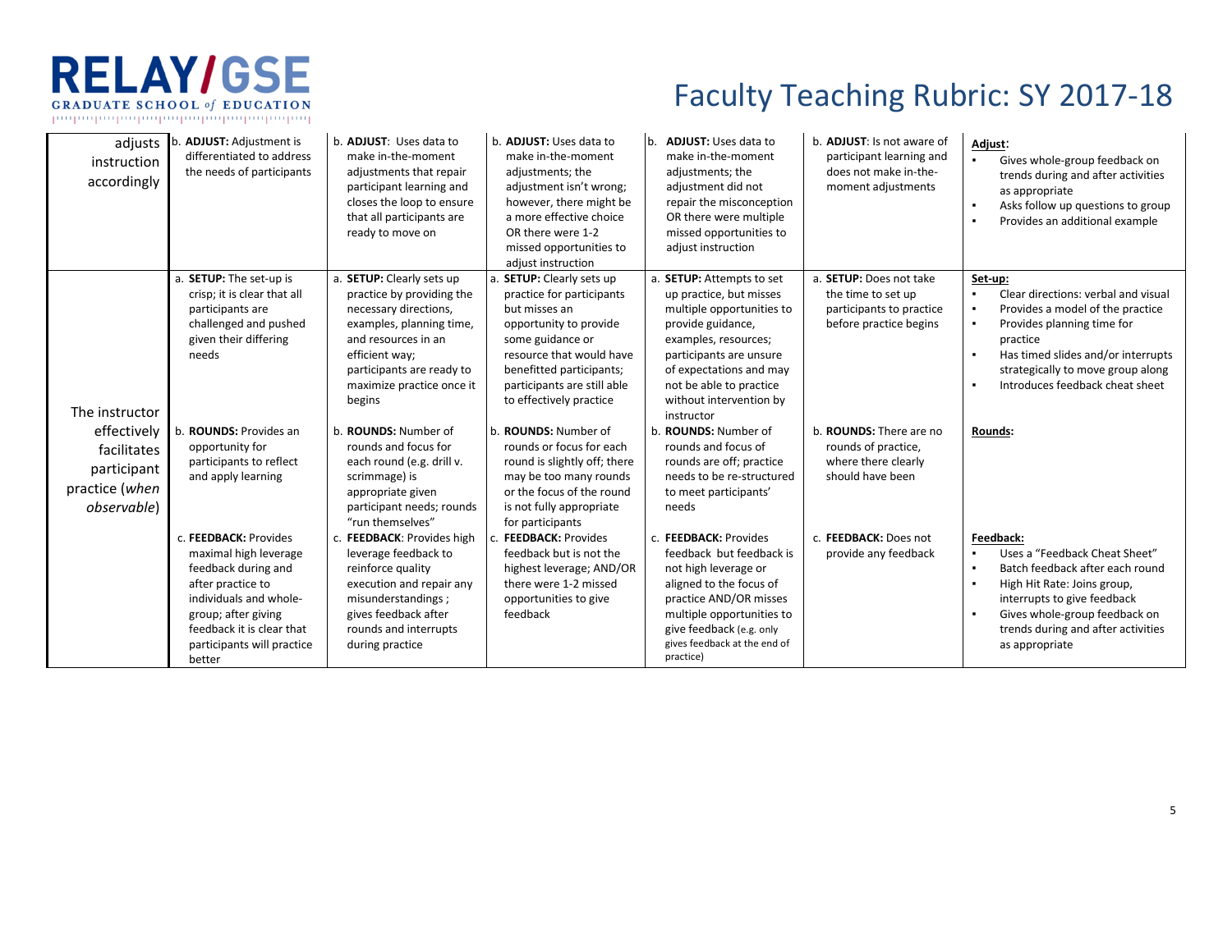# Faculty Teaching Rubric: SY 2017-18

| | | | | | | |
|---|---|---|---|---|---|---|
| adjusts instruction accordingly | b. **ADJUST:** Adjustment is differentiated to address the needs of participants | b. **ADJUST**: Uses data to make in-the-moment adjustments that repair participant learning and closes the loop to ensure that all participants are ready to move on | b. **ADJUST:** Uses data to make in-the-moment adjustments; the adjustment isn't wrong; however, there might be a more effective choice OR there were 1-2 missed opportunities to adjust instruction | b. **ADJUST:** Uses data to make in-the-moment adjustments; the adjustment did not repair the misconception OR there were multiple missed opportunities to adjust instruction | b. **ADJUST**: Is not aware of participant learning and does not make in-the-moment adjustments | **Adjust**:<br>▪ Gives whole-group feedback on trends during and after activities as appropriate<br>▪ Asks follow up questions to group<br>▪ Provides an additional example |
| The instructor effectively facilitates participant practice (*when observable*) | a. **SETUP:** The set-up is crisp; it is clear that all participants are challenged and pushed given their differing needs | a. **SETUP:** Clearly sets up practice by providing the necessary directions, examples, planning time, and resources in an efficient way; participants are ready to maximize practice once it begins | a. **SETUP:** Clearly sets up practice for participants but misses an opportunity to provide some guidance or resource that would have benefitted participants; participants are still able to effectively practice | a. **SETUP:** Attempts to set up practice, but misses multiple opportunities to provide guidance, examples, resources; participants are unsure of expectations and may not be able to practice without intervention by instructor | a. **SETUP:** Does not take the time to set up participants to practice before practice begins | **Set-up:**<br>▪ Clear directions: verbal and visual<br>▪ Provides a model of the practice<br>▪ Provides planning time for practice<br>▪ Has timed slides and/or interrupts strategically to move group along<br>▪ Introduces feedback cheat sheet |
| | b. **ROUNDS:** Provides an opportunity for participants to reflect and apply learning | b. **ROUNDS:** Number of rounds and focus for each round (e.g. drill v. scrimmage) is appropriate given participant needs; rounds "run themselves" | b. **ROUNDS:** Number of rounds or focus for each round is slightly off; there may be too many rounds or the focus of the round is not fully appropriate for participants | b. **ROUNDS:** Number of rounds and focus of rounds are off; practice needs to be re-structured to meet participants' needs | b. **ROUNDS:** There are no rounds of practice, where there clearly should have been | **Rounds:** |
| | c. **FEEDBACK:** Provides maximal high leverage feedback during and after practice to individuals and whole-group; after giving feedback it is clear that participants will practice better | c. **FEEDBACK**: Provides high leverage feedback to reinforce quality execution and repair any misunderstandings ; gives feedback after rounds and interrupts during practice | c. **FEEDBACK:** Provides feedback but is not the highest leverage; AND/OR there were 1-2 missed opportunities to give feedback | c. **FEEDBACK:** Provides feedback but feedback is not high leverage or aligned to the focus of practice AND/OR misses multiple opportunities to give feedback (e.g. only gives feedback at the end of practice) | c. **FEEDBACK:** Does not provide any feedback | **Feedback:**<br>▪ Uses a "Feedback Cheat Sheet"<br>▪ Batch feedback after each round<br>▪ High Hit Rate: Joins group, interrupts to give feedback<br>▪ Gives whole-group feedback on trends during and after activities as appropriate |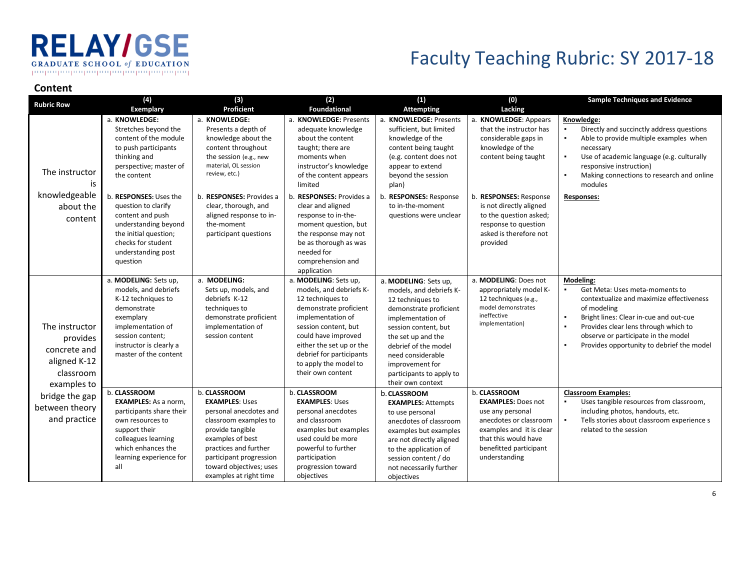# Faculty Teaching Rubric: SY 2017-18

## Content

| Rubric Row | (4) Exemplary | (3) Proficient | (2) Foundational | (1) Attempting | (0) Lacking | Sample Techniques and Evidence |
|---|---|---|---|---|---|---|
| The instructor is knowledgeable about the content | a. **KNOWLEDGE:** Stretches beyond the content of the module to push participants thinking and perspective; master of the content | a. **KNOWLEDGE:** Presents a depth of knowledge about the content throughout the session (e.g., new material, OL session review, etc.) | a. **KNOWLEDGE:** Presents adequate knowledge about the content taught; there are moments when instructor's knowledge of the content appears limited | a. **KNOWLEDGE:** Presents sufficient, but limited knowledge of the content being taught (e.g. content does not appear to extend beyond the session plan) | a. **KNOWLEDGE**: Appears that the instructor has considerable gaps in knowledge of the content being taught | **Knowledge:** <br>▪ Directly and succinctly address questions <br>▪ Able to provide multiple examples when necessary <br>▪ Use of academic language (e.g. culturally responsive instruction) <br>▪ Making connections to research and online modules |
| | b. **RESPONSES:** Uses the question to clarify content and push understanding beyond the initial question; checks for student understanding post question | b. **RESPONSES:** Provides a clear, thorough, and aligned response to in-the-moment participant questions | b. **RESPONSES:** Provides a clear and aligned response to in-the-moment question, but the response may not be as thorough as was needed for comprehension and application | b. **RESPONSES:** Response to in-the-moment questions were unclear | b. **RESPONSES:** Response is not directly aligned to the question asked; response to question asked is therefore not provided | **Responses:** |
| The instructor provides concrete and aligned K-12 classroom examples to bridge the gap between theory and practice | a. **MODELING:** Sets up, models, and debriefs K-12 techniques to demonstrate exemplary implementation of session content; instructor is clearly a master of the content | a. **MODELING:** Sets up, models, and debriefs K-12 techniques to demonstrate proficient implementation of session content | a. **MODELING:** Sets up, models, and debriefs K-12 techniques to demonstrate proficient implementation of session content, but could have improved either the set up or the debrief for participants to apply the model to their own content | a. **MODELING**: Sets up, models, and debriefs K-12 techniques to demonstrate proficient implementation of session content, but the set up and the debrief of the model need considerable improvement for participants to apply to their own context | a. **MODELING**: Does not appropriately model K-12 techniques (e.g., model demonstrates ineffective implementation) | **Modeling:** <br>▪ Get Meta: Uses meta-moments to contextualize and maximize effectiveness of modeling <br>▪ Bright lines: Clear in-cue and out-cue <br>▪ Provides clear lens through which to observe or participate in the model <br>▪ Provides opportunity to debrief the model |
| | b. **CLASSROOM EXAMPLES:** As a norm, participants share their own resources to support their colleagues learning which enhances the learning experience for all | b. **CLASSROOM EXAMPLES**: Uses personal anecdotes and classroom examples to provide tangible examples of best practices and further participant progression toward objectives; uses examples at right time | b. **CLASSROOM EXAMPLES**: Uses personal anecdotes and classroom examples but examples used could be more powerful to further participation progression toward objectives | b. **CLASSROOM EXAMPLES:** Attempts to use personal anecdotes or classroom examples but examples are not directly aligned to the application of session content / do not necessarily further objectives | b. **CLASSROOM EXAMPLES:** Does not use any personal anecdotes or classroom examples and it is clear that this would have benefitted participant understanding | **Classroom Examples:** <br>▪ Uses tangible resources from classroom, including photos, handouts, etc. <br>▪ Tells stories about classroom experience s related to the session |